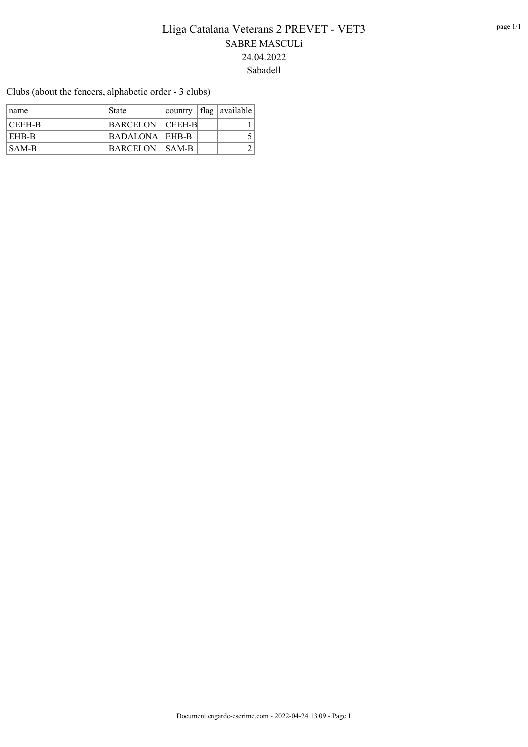# Lliga Catalana Veterans 2 PREVET - VET3

SABRE MASCULí

24.04.2022

Sabadell

Clubs (about the fencers, alphabetic order - 3 clubs)

| name | State | country | flag | available |
|---|---|---|---|---|
| CEEH-B | BARCELON | CEEH-B | | 1 |
| EHB-B | BADALONA | EHB-B | | 5 |
| SAM-B | BARCELON | SAM-B | | 2 |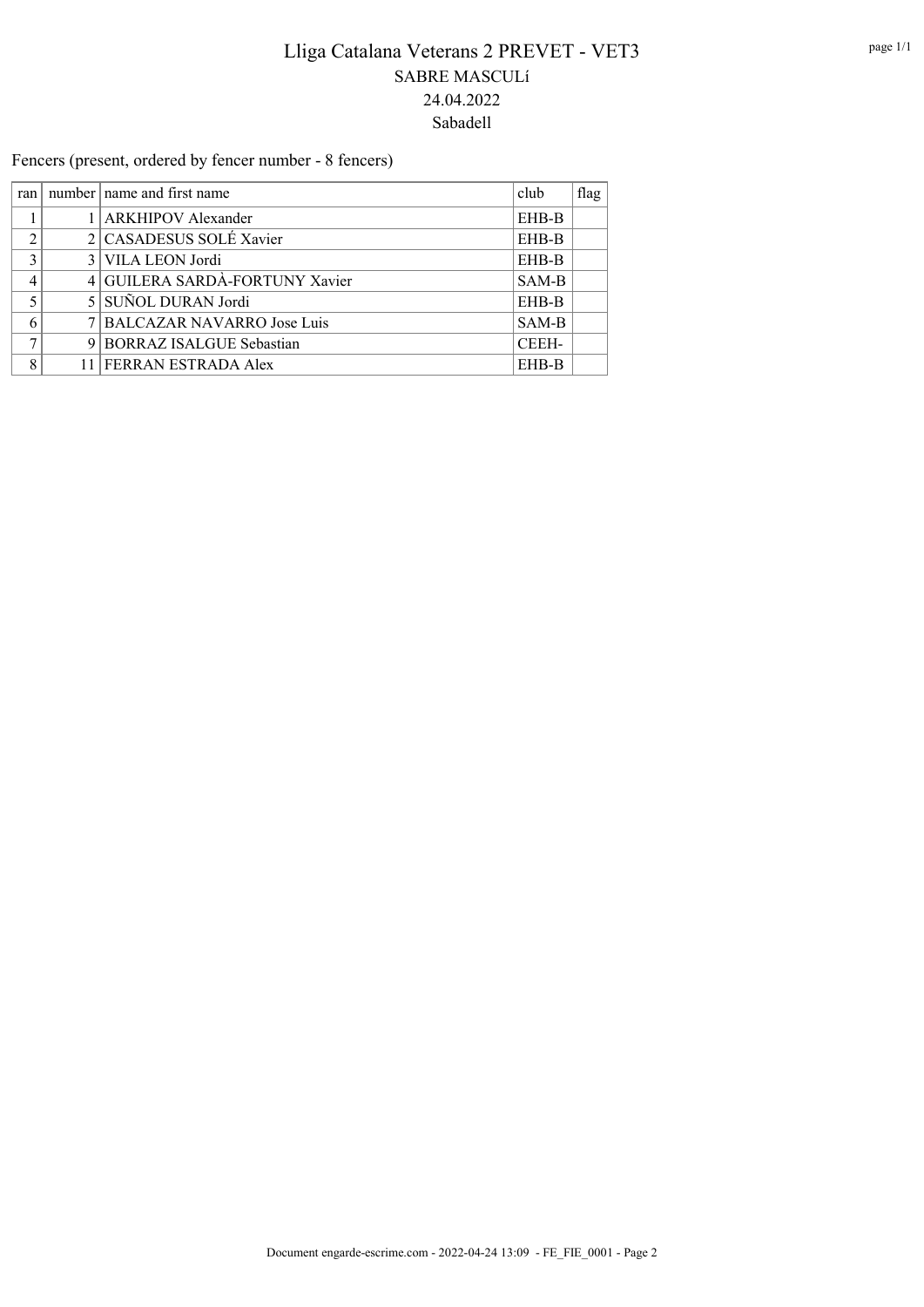# Lliga Catalana Veterans 2 PREVET - VET3

## SABRE MASCULí

## 24.04.2022

## Sabadell

Fencers (present, ordered by fencer number - 8 fencers)

| ran | number | name and first name | club | flag |
|---|---|---|---|---|
| 1 | 1 | ARKHIPOV Alexander | EHB-B | |
| 2 | 2 | CASADESUS SOLÉ Xavier | EHB-B | |
| 3 | 3 | VILA LEON Jordi | EHB-B | |
| 4 | 4 | GUILERA SARDÀ-FORTUNY Xavier | SAM-B | |
| 5 | 5 | SUÑOL DURAN Jordi | EHB-B | |
| 6 | 7 | BALCAZAR NAVARRO Jose Luis | SAM-B | |
| 7 | 9 | BORRAZ ISALGUE Sebastian | CEEH- | |
| 8 | 11 | FERRAN ESTRADA Alex | EHB-B | |

Document engarde-escrime.com - 2022-04-24 13:09 - FE_FIE_0001 - Page 2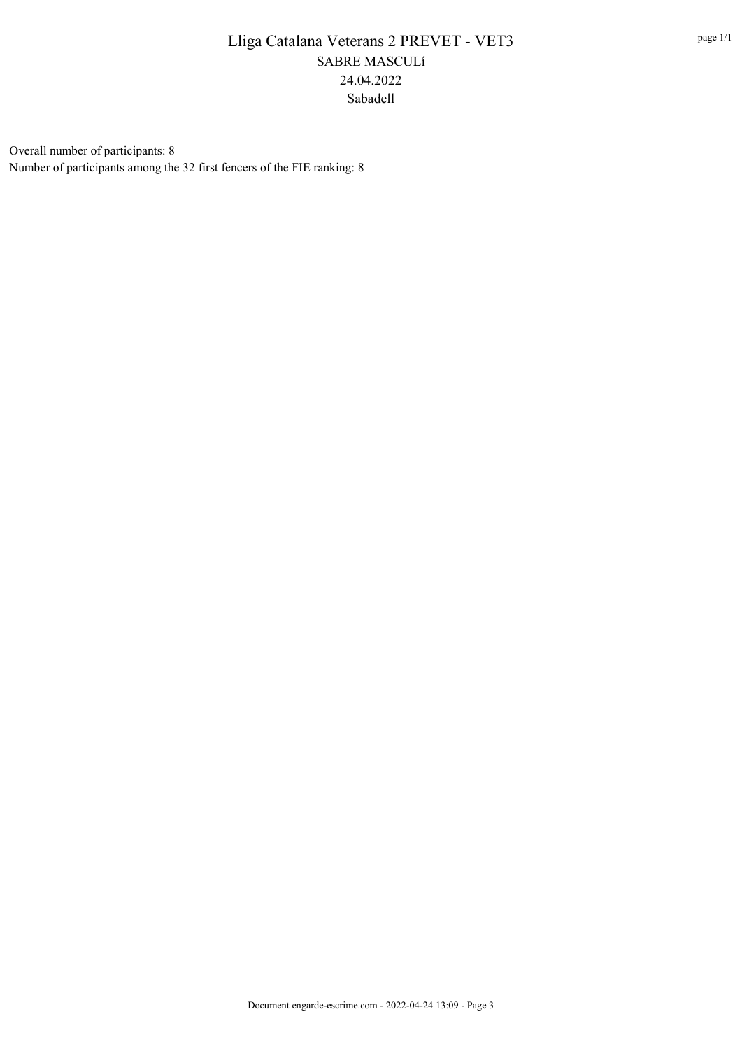# Lliga Catalana Veterans 2 PREVET - VET3

## SABRE MASCULí

24.04.2022

Sabadell

Overall number of participants: 8

Number of participants among the 32 first fencers of the FIE ranking: 8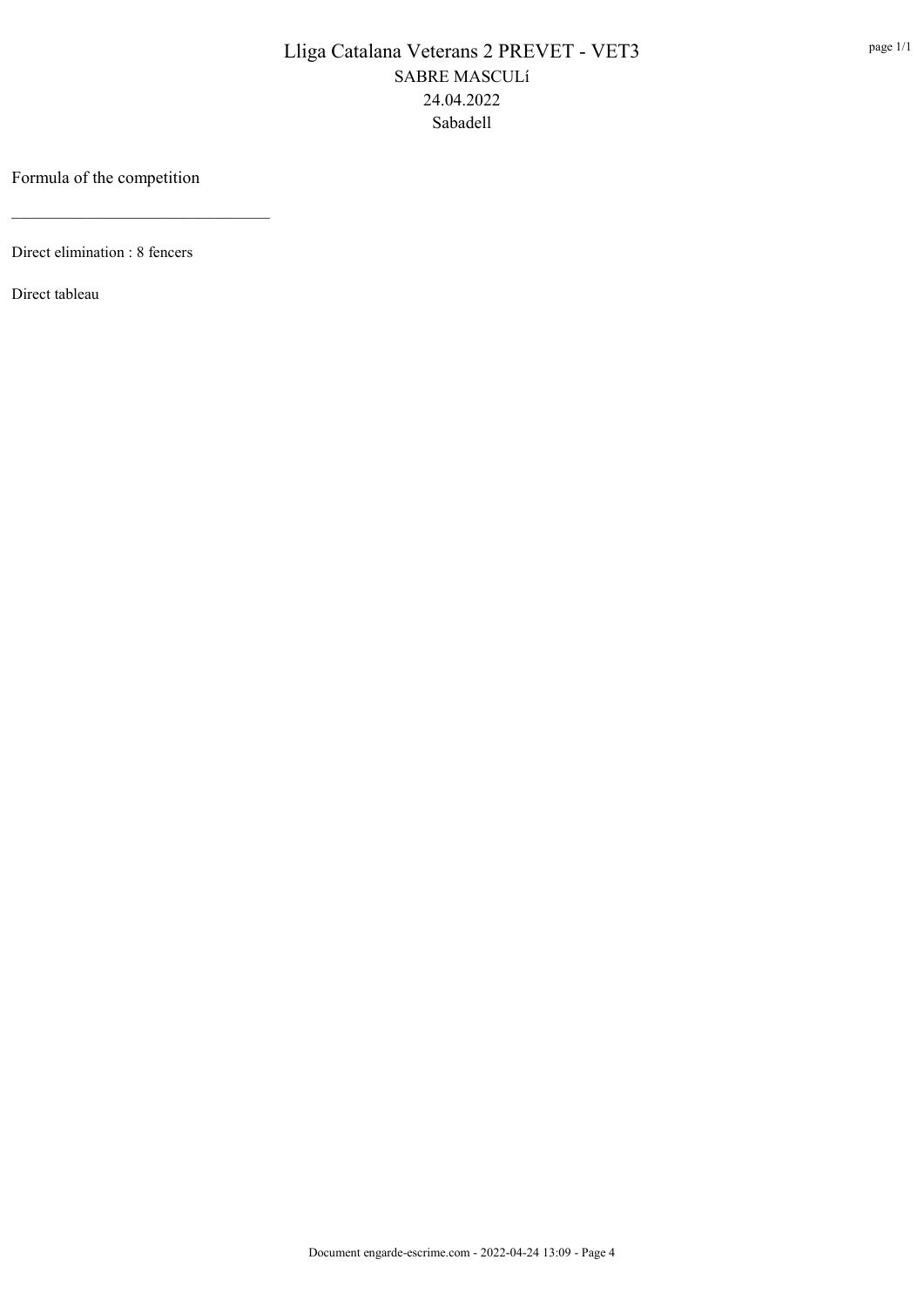# Lliga Catalana Veterans 2 PREVET - VET3

SABRE MASCULí

24.04.2022

Sabadell

Formula of the competition

---

Direct elimination : 8 fencers

Direct tableau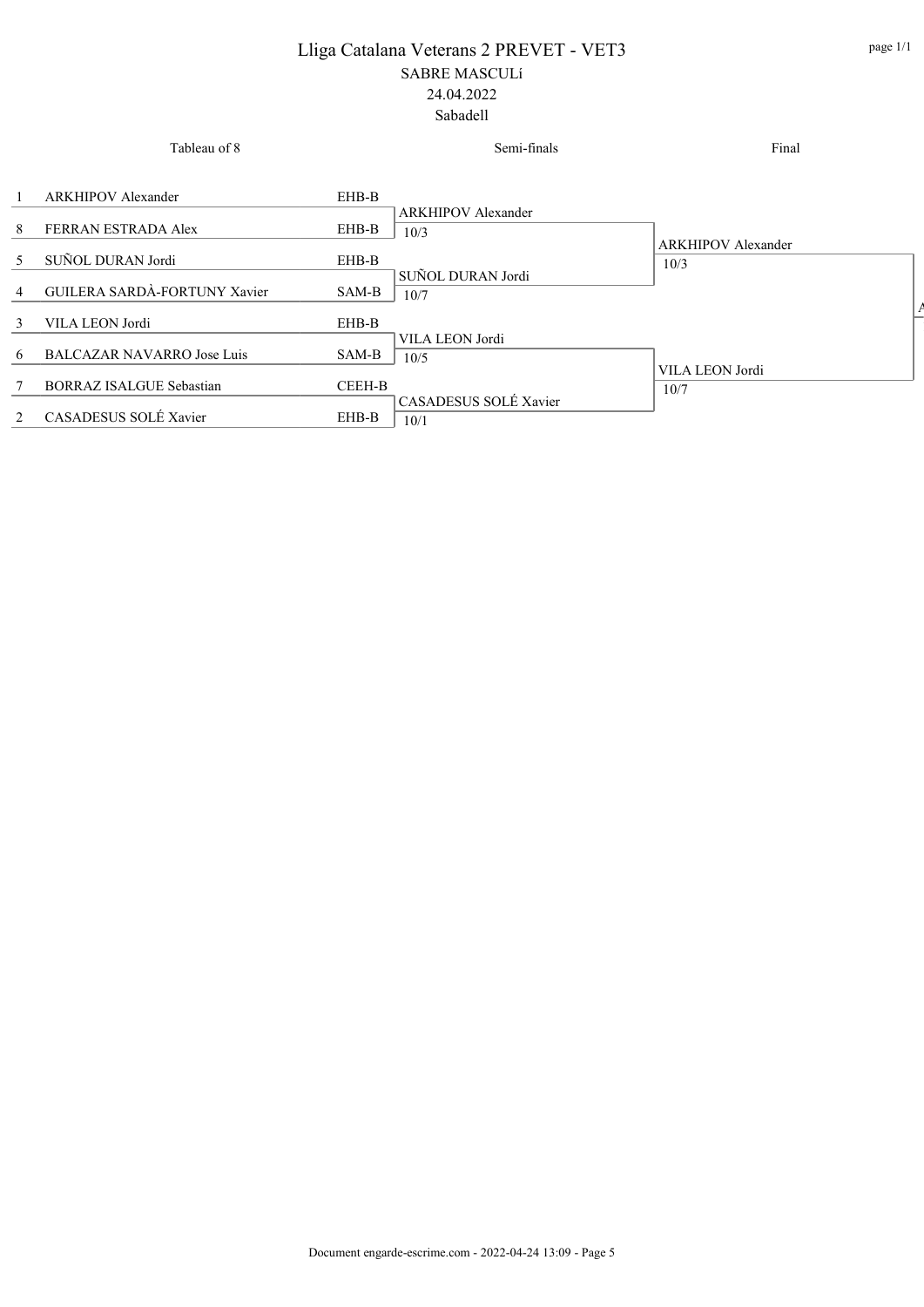# Lliga Catalana Veterans 2 PREVET - VET3

SABRE MASCULí

24.04.2022

Sabadell

| Tableau of 8 | | | Semi-finals | Final |
|---|---|---|---|---|
| 1 | ARKHIPOV Alexander | EHB-B | ARKHIPOV Alexander 10/3 | ARKHIPOV Alexander 10/3 |
| 8 | FERRAN ESTRADA Alex | EHB-B | | |
| 5 | SUÑOL DURAN Jordi | EHB-B | SUÑOL DURAN Jordi 10/7 | |
| 4 | GUILERA SARDÀ-FORTUNY Xavier | SAM-B | | |
| 3 | VILA LEON Jordi | EHB-B | VILA LEON Jordi 10/5 | VILA LEON Jordi 10/7 |
| 6 | BALCAZAR NAVARRO Jose Luis | SAM-B | | |
| 7 | BORRAZ ISALGUE Sebastian | CEEH-B | CASADESUS SOLÉ Xavier 10/1 | |
| 2 | CASADESUS SOLÉ Xavier | EHB-B | | |

Document engarde-escrime.com - 2022-04-24 13:09 - Page 5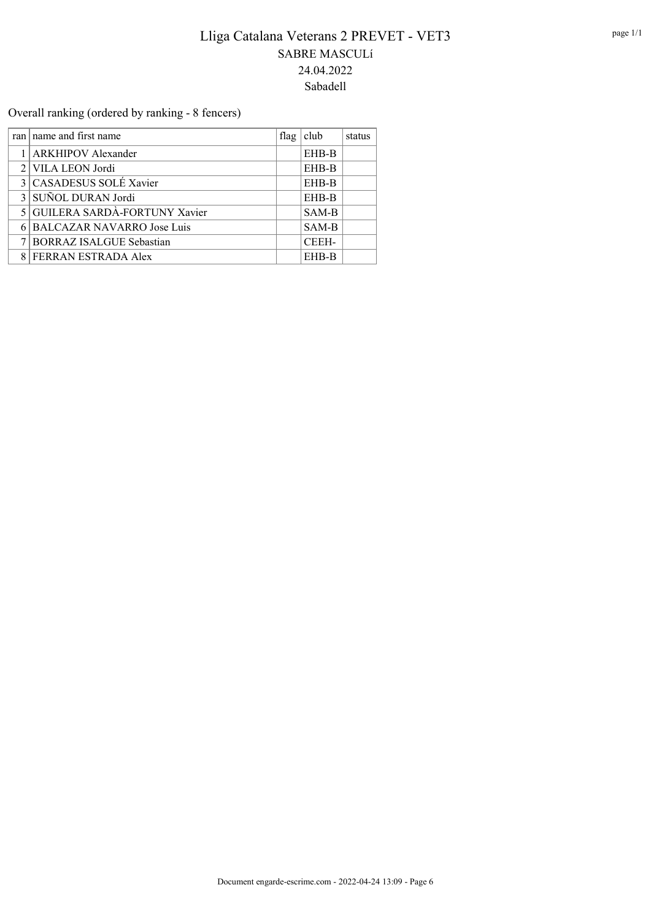# Lliga Catalana Veterans 2 PREVET - VET3

## SABRE MASCULí

## 24.04.2022

## Sabadell

Overall ranking (ordered by ranking - 8 fencers)

| ran | name and first name | flag | club | status |
|---|---|---|---|---|
| 1 | ARKHIPOV Alexander | | EHB-B | |
| 2 | VILA LEON Jordi | | EHB-B | |
| 3 | CASADESUS SOLÉ Xavier | | EHB-B | |
| 3 | SUÑOL DURAN Jordi | | EHB-B | |
| 5 | GUILERA SARDÀ-FORTUNY Xavier | | SAM-B | |
| 6 | BALCAZAR NAVARRO Jose Luis | | SAM-B | |
| 7 | BORRAZ ISALGUE Sebastian | | CEEH- | |
| 8 | FERRAN ESTRADA Alex | | EHB-B | |

Document engarde-escrime.com - 2022-04-24 13:09 - Page 6